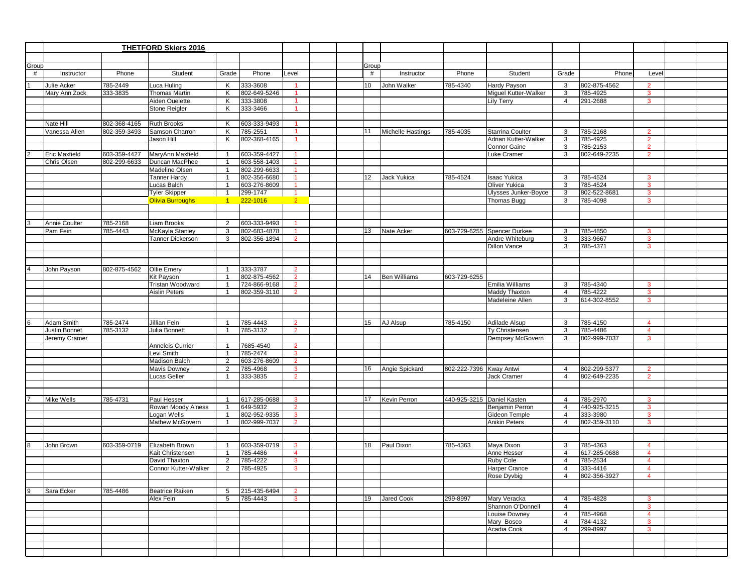## THETFORD Skiers 2016

| Group # | Instructor | Phone | Student | Grade | Phone | Level |
|---|---|---|---|---|---|---|
| 1 | Julie Acker | 785-2449 | Luca Huling | K | 333-3608 | 1 |
| | Mary Ann Zock | 333-3835 | Thomas Martin | K | 802-649-5246 | 1 |
| | | | Aiden Ouelette | K | 333-3808 | 1 |
| | | | Stone Reigler | K | 333-3466 | 1 |
| | Nate Hill | 802-368-4165 | Ruth Brooks | K | 603-333-9493 | 1 |
| | Vanessa Allen | 802-359-3493 | Samson Charron | K | 785-2551 | 1 |
| | | | Jason Hill | K | 802-368-4165 | 1 |
| 2 | Eric Maxfield | 603-359-4427 | MaryAnn Maxfield | 1 | 603-359-4427 | 1 |
| | Chris Olsen | 802-299-6633 | Duncan MacPhee | 1 | 603-558-1403 | 1 |
| | | | Madeline Olsen | 1 | 802-299-6633 | 1 |
| | | | Tanner Hardy | 1 | 802-356-6680 | 1 |
| | | | Lucas Balch | 1 | 603-276-8609 | 1 |
| | | | Tyler Skipper | 1 | 299-1747 | 1 |
| | | | Olivia Burroughs | 1 | 222-1016 | 2 |
| 3 | Annie Coulter | 785-2168 | Liam Brooks | 2 | 603-333-9493 | 1 |
| | Pam Fein | 785-4443 | McKayla Stanley | 3 | 802-683-4878 | 1 |
| | | | Tanner Dickerson | 3 | 802-356-1894 | 2 |
| 4 | John Payson | 802-875-4562 | Ollie Emery | 1 | 333-3787 | 2 |
| | | | Kit Payson | 1 | 802-875-4562 | 2 |
| | | | Tristan Woodward | 1 | 724-866-9168 | 2 |
| | | | Aislin Peters | 1 | 802-359-3110 | 2 |
| 6 | Adam Smith | 785-2474 | Jillian Fein | 1 | 785-4443 | 2 |
| | Justin Bonnet | 785-3132 | Julia Bonnett | 1 | 785-3132 | 2 |
| | Jeremy Cramer | | | | | |
| | | | Anneleis Currier | 1 | 7685-4540 | 2 |
| | | | Levi Smith | 1 | 785-2474 | 3 |
| | | | Madison Balch | 2 | 603-276-8609 | 2 |
| | | | Mavis Downey | 2 | 785-4968 | 3 |
| | | | Lucas Geller | 1 | 333-3835 | 2 |
| 7 | Mike Wells | 785-4731 | Paul Hesser | 1 | 617-285-0688 | 3 |
| | | | Rowan Moody A'ness | 1 | 649-5932 | 2 |
| | | | Logan Wells | 1 | 802-952-9335 | 3 |
| | | | Mathew McGovern | 1 | 802-999-7037 | 2 |
| 8 | John Brown | 603-359-0719 | Elizabeth Brown | 1 | 603-359-0719 | 3 |
| | | | Kait Christensen | 1 | 785-4486 | 4 |
| | | | David Thaxton | 2 | 785-4222 | 3 |
| | | | Connor Kutter-Walker | 2 | 785-4925 | 3 |
| 9 | Sara Ecker | 785-4486 | Beatrice Raiken | 5 | 215-435-6494 | 2 |
| | | | Alex Fein | 5 | 785-4443 | 3 |

| Group # | Instructor | Phone | Student | Grade | Phone | Level |
|---|---|---|---|---|---|---|
| 10 | John Walker | 785-4340 | Hardy Payson | 3 | 802-875-4562 | 2 |
| | | | Miguel Kutter-Walker | 3 | 785-4925 | 3 |
| | | | Lily Terry | 4 | 291-2688 | 3 |
| 11 | Michelle Hastings | 785-4035 | Starrina Coulter | 3 | 785-2168 | 2 |
| | | | Adrian Kutter-Walker | 3 | 785-4925 | 2 |
| | | | Connor Gaine | 3 | 785-2153 | 2 |
| | | | Luke Cramer | 3 | 802-649-2235 | 2 |
| 12 | Jack Yukica | 785-4524 | Isaac Yukica | 3 | 785-4524 | 3 |
| | | | Oliver Yukica | 3 | 785-4524 | 3 |
| | | | Ulysses Junker-Boyce | 3 | 802-522-8681 | 3 |
| | | | Thomas Bugg | 3 | 785-4098 | 3 |
| 13 | Nate Acker | 603-729-6255 | Spencer Durkee | 3 | 785-4850 | 3 |
| | | | Andre Whiteburg | 3 | 333-9667 | 3 |
| | | | Dillon Vance | 3 | 785-4371 | 3 |
| 14 | Ben Williams | 603-729-6255 | | | | |
| | | | Emilia Williams | 3 | 785-4340 | 3 |
| | | | Maddy Thaxton | 4 | 785-4222 | 3 |
| | | | Madeleine Allen | 3 | 614-302-8552 | 3 |
| 15 | AJ Alsup | 785-4150 | Adilade Alsup | 3 | 785-4150 | 4 |
| | | | Ty Christensen | 3 | 785-4486 | 4 |
| | | | Dempsey McGovern | 3 | 802-999-7037 | 3 |
| 16 | Angie Spickard | 802-222-7396 | Kway Antwi | 4 | 802-299-5377 | 2 |
| | | | Jack Cramer | 4 | 802-649-2235 | 2 |
| 17 | Kevin Perron | 440-925-3215 | Daniel Kasten | 4 | 785-2970 | 3 |
| | | | Benjamin Perron | 4 | 440-925-3215 | 3 |
| | | | Gideon Temple | 4 | 333-3980 | 3 |
| | | | Anikin Peters | 4 | 802-359-3110 | 3 |
| 18 | Paul Dixon | 785-4363 | Maya Dixon | 3 | 785-4363 | 4 |
| | | | Anne Hesser | 4 | 617-285-0688 | 4 |
| | | | Ruby Cole | 4 | 785-2534 | 4 |
| | | | Harper Crance | 4 | 333-4416 | 4 |
| | | | Rose Dyvbig | 4 | 802-356-3927 | 4 |
| 19 | Jared Cook | 299-8997 | Mary Veracka | 4 | 785-4828 | 3 |
| | | | Shannon O'Donnell | 4 | | 3 |
| | | | Louise Downey | 4 | 785-4968 | 4 |
| | | | Mary Bosco | 4 | 784-4132 | 3 |
| | | | Acadia Cook | 4 | 299-8997 | 3 |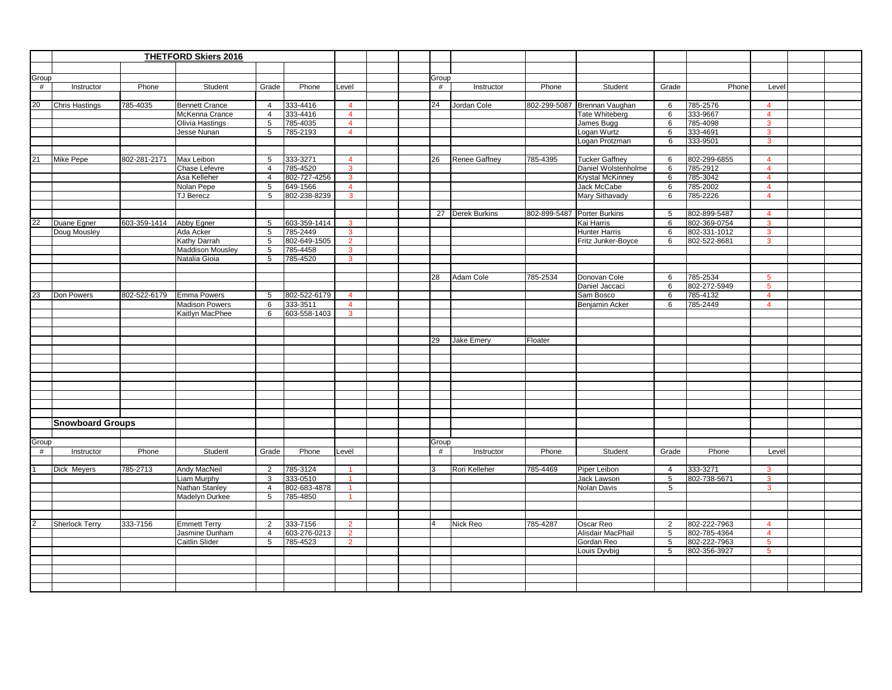## THETFORD Skiers 2016

| Group # | Instructor | Phone | Student | Grade | Phone | Level |
|---|---|---|---|---|---|---|
| 20 | Chris Hastings | 785-4035 | Bennett Crance | 4 | 333-4416 | 4 |
| | | | McKenna Crance | 4 | 333-4416 | 4 |
| | | | Olivia Hastings | 5 | 785-4035 | 4 |
| | | | Jesse Nunan | 5 | 785-2193 | 4 |
| 21 | Mike Pepe | 802-281-2171 | Max Leibon | 5 | 333-3271 | 4 |
| | | | Chase Lefevre | 4 | 785-4520 | 3 |
| | | | Asa Kelleher | 4 | 802-727-4256 | 3 |
| | | | Nolan Pepe | 5 | 649-1566 | 4 |
| | | | TJ Berecz | 5 | 802-238-8239 | 3 |
| 22 | Duane Egner | 603-359-1414 | Abby Egner | 5 | 603-359-1414 | 3 |
| | Doug Mousley | | Ada Acker | 5 | 785-2449 | 3 |
| | | | Kathy Darrah | 5 | 802-649-1505 | 2 |
| | | | Maddison Mousley | 5 | 785-4458 | 3 |
| | | | Natalia Gioia | 5 | 785-4520 | 3 |
| 23 | Don Powers | 802-522-6179 | Emma Powers | 5 | 802-522-6179 | 4 |
| | | | Madison Powers | 6 | 333-3511 | 4 |
| | | | Kaitlyn MacPhee | 6 | 603-558-1403 | 3 |
| 24 | Jordan Cole | 802-299-5087 | Brennan Vaughan | 6 | 785-2576 | 4 |
| | | | Tate Whiteberg | 6 | 333-9667 | 4 |
| | | | James Bugg | 6 | 785-4098 | 3 |
| | | | Logan Wurtz | 6 | 333-4691 | 3 |
| | | | Logan Protzman | 6 | 333-9501 | 3 |
| 26 | Renee Gaffney | 785-4395 | Tucker Gaffney | 6 | 802-299-6855 | 4 |
| | | | Daniel Wolstenholme | 6 | 785-2912 | 4 |
| | | | Krystal McKinney | 6 | 785-3042 | 4 |
| | | | Jack McCabe | 6 | 785-2002 | 4 |
| | | | Mary Sithavady | 6 | 785-2226 | 4 |
| 27 | Derek Burkins | 802-899-5487 | Porter Burkins | 5 | 802-899-5487 | 4 |
| | | | Kai Harris | 6 | 802-369-0754 | 3 |
| | | | Hunter Harris | 6 | 802-331-1012 | 3 |
| | | | Fritz Junker-Boyce | 6 | 802-522-8681 | 3 |
| 28 | Adam Cole | 785-2534 | Donovan Cole | 6 | 785-2534 | 5 |
| | | | Daniel Jaccaci | 6 | 802-272-5949 | 5 |
| | | | Sam Bosco | 6 | 785-4132 | 4 |
| | | | Benjamin Acker | 6 | 785-2449 | 4 |
| 29 | Jake Emery | Floater | | | | |

## Snowboard Groups

| Group # | Instructor | Phone | Student | Grade | Phone | Level |
|---|---|---|---|---|---|---|
| 1 | Dick Meyers | 785-2713 | Andy MacNeil | 2 | 785-3124 | 1 |
| | | | Liam Murphy | 3 | 333-0510 | 1 |
| | | | Nathan Stanley | 4 | 802-683-4878 | 1 |
| | | | Madelyn Durkee | 5 | 785-4850 | 1 |
| 2 | Sherlock Terry | 333-7156 | Emmett Terry | 2 | 333-7156 | 2 |
| | | | Jasmine Dunham | 4 | 603-276-0213 | 2 |
| | | | Caitlin Slider | 5 | 785-4523 | 2 |
| 3 | Rori Kelleher | 785-4469 | Piper Leibon | 4 | 333-3271 | 3 |
| | | | Jack Lawson | 5 | 802-738-5671 | 3 |
| | | | Nolan Davis | 5 | | 3 |
| 4 | Nick Reo | 785-4287 | Oscar Reo | 2 | 802-222-7963 | 4 |
| | | | Alisdair MacPhail | 5 | 802-785-4364 | 4 |
| | | | Gordan Reo | 5 | 802-222-7963 | 5 |
| | | | Louis Dyvbig | 5 | 802-356-3927 | 5 |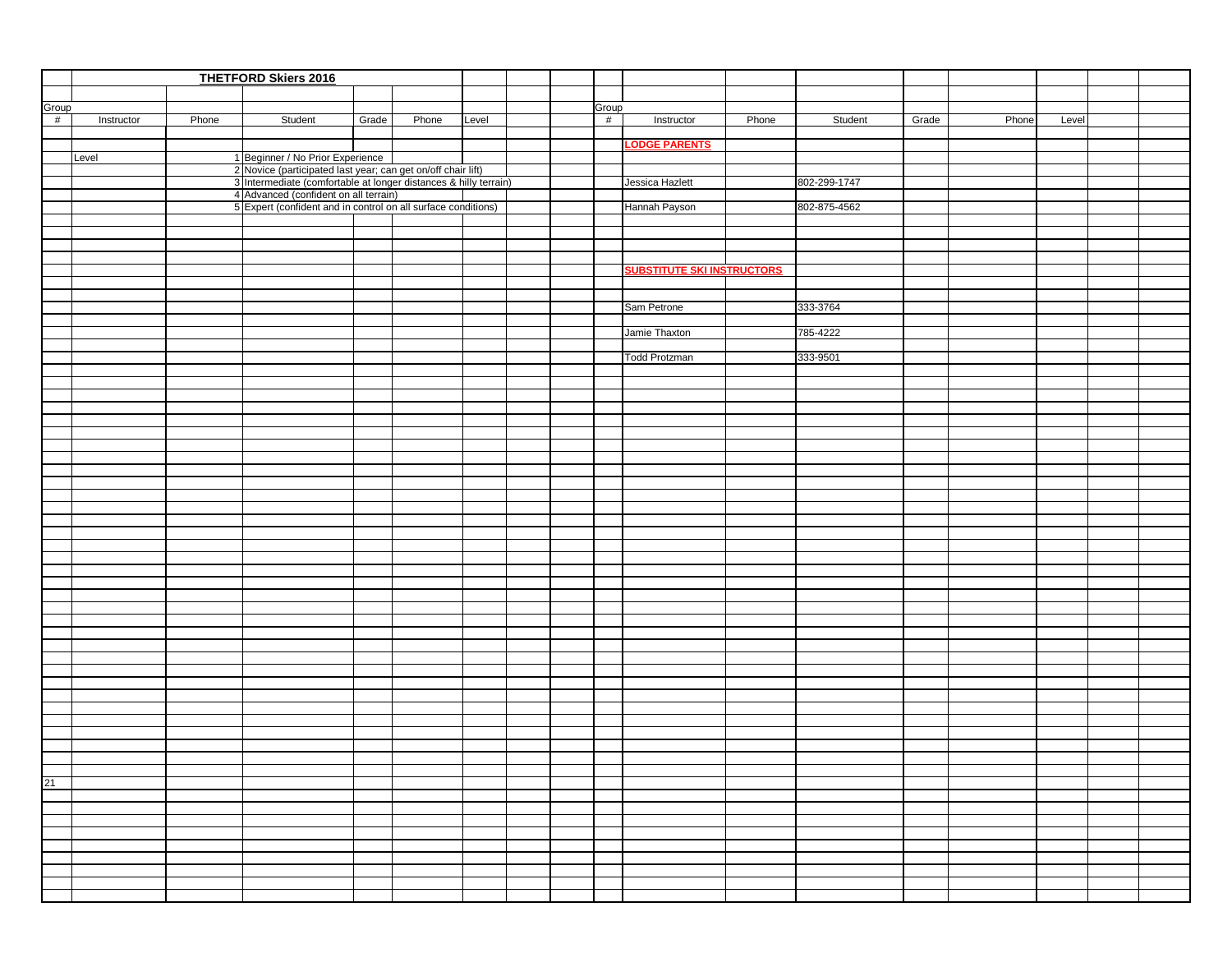**THETFORD Skiers 2016**

| Group # | Instructor | Phone | Student | Grade | Phone | Level | | | Group # | Instructor | Phone | Student | Grade | Phone | Level | | |
|---|---|---|---|---|---|---|---|---|---|---|---|---|---|---|---|---|---|
| | | | | | | | | | | **LODGE PARENTS** | | | | | | | |
| | Level | 1 | Beginner / No Prior Experience | | | | | | | | | | | | | | |
| | | 2 | Novice (participated last year; can get on/off chair lift) | | | | | | | | | | | | | | |
| | | 3 | Intermediate (comfortable at longer distances & hilly terrain) | | | | | | | Jessica Hazlett | | 802-299-1747 | | | | | |
| | | 4 | Advanced (confident on all terrain) | | | | | | | | | | | | | | |
| | | 5 | Expert (confident and in control on all surface conditions) | | | | | | | Hannah Payson | | 802-875-4562 | | | | | |
| | | | | | | | | | | **SUBSTITUTE SKI INSTRUCTORS** | | | | | | | |
| | | | | | | | | | | Sam Petrone | | 333-3764 | | | | | |
| | | | | | | | | | | Jamie Thaxton | | 785-4222 | | | | | |
| | | | | | | | | | | Todd Protzman | | 333-9501 | | | | | |
| 21 | | | | | | | | | | | | | | | | | |